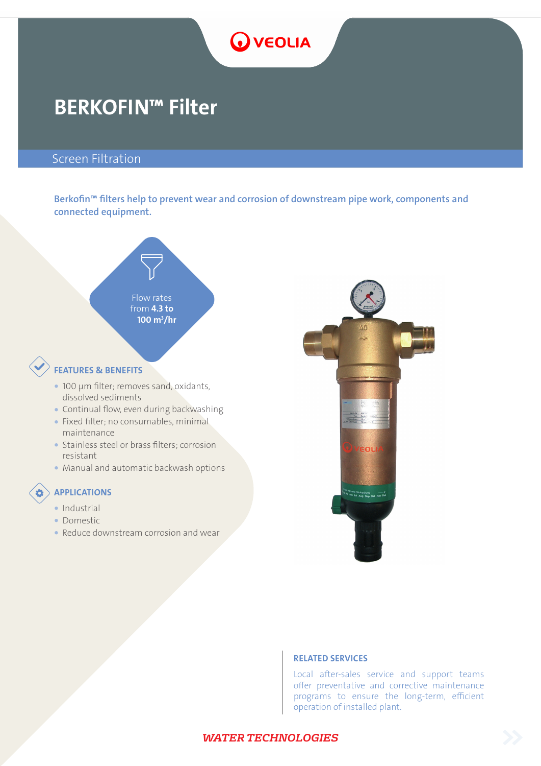# BERKOFIN™ Filter

## Screen Filtration

**Berkofin™ filters help to prevent wear and corrosion of downstream pipe work, components and connected equipment.**

Flow rates from **4.3 to 100 m³/hr**

### FEATURES & BENEFITS

- 100 µm filter; removes sand, oxidants, dissolved sediments
- Continual flow, even during backwashing
- Fixed filter; no consumables, minimal maintenance
- Stainless steel or brass filters; corrosion resistant
- Manual and automatic backwash options

### APPLICATIONS

- Industrial
- Domestic
- Reduce downstream corrosion and wear

### RELATED SERVICES

Local after-sales service and support teams offer preventative and corrective maintenance programs to ensure the long-term, efficient operation of installed plant.

***WATER TECHNOLOGIES***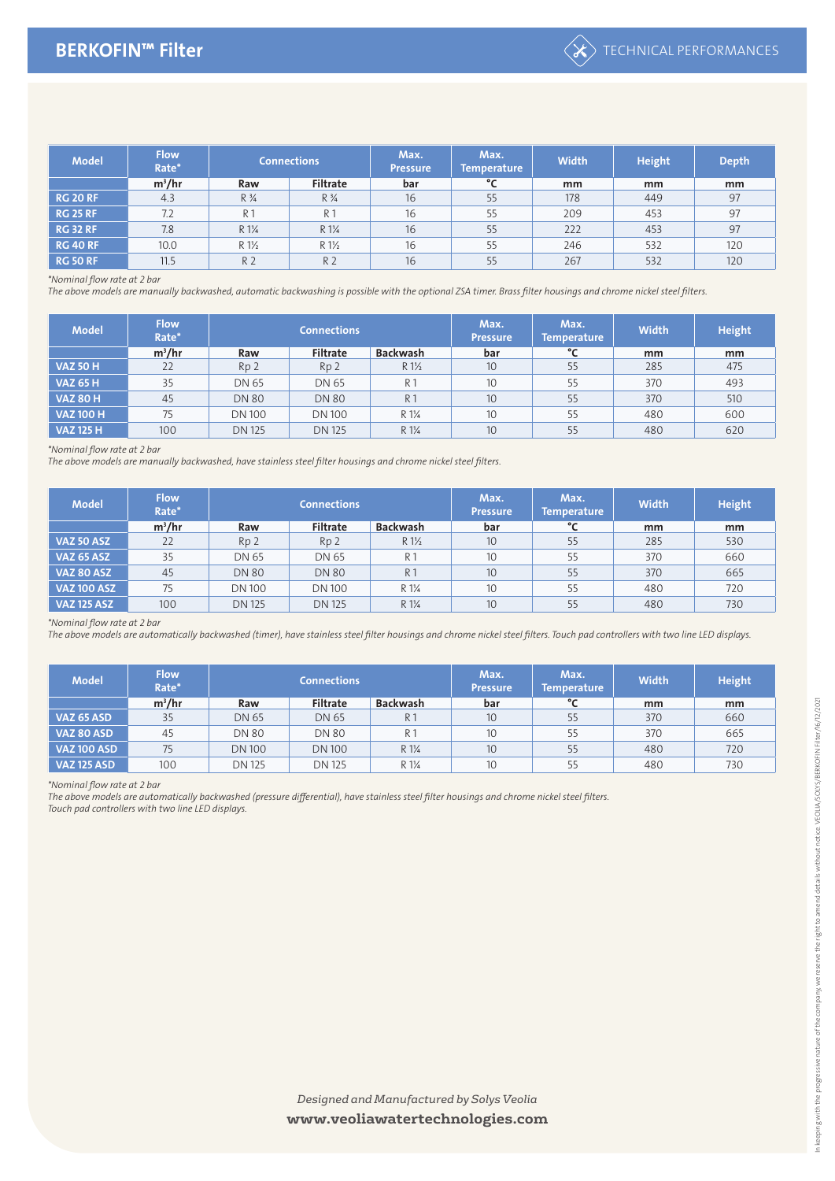# BERKOFIN™ Filter

TECHNICAL PERFORMANCES

| Model | Flow Rate* | Connections | | Max. Pressure | Max. Temperature | Width | Height | Depth |
|---|---|---|---|---|---|---|---|---|
| | $m^3$/hr | Raw | Filtrate | bar | °C | mm | mm | mm |
| RG 20 RF | 4.3 | R ¾ | R ¾ | 16 | 55 | 178 | 449 | 97 |
| RG 25 RF | 7.2 | R 1 | R 1 | 16 | 55 | 209 | 453 | 97 |
| RG 32 RF | 7.8 | R 1¼ | R 1¼ | 16 | 55 | 222 | 453 | 97 |
| RG 40 RF | 10.0 | R 1½ | R 1½ | 16 | 55 | 246 | 532 | 120 |
| RG 50 RF | 11.5 | R 2 | R 2 | 16 | 55 | 267 | 532 | 120 |

*Nominal flow rate at 2 bar

*The above models are manually backwashed, automatic backwashing is possible with the optional ZSA timer. Brass filter housings and chrome nickel steel filters.*

| Model | Flow Rate* | Connections | | | Max. Pressure | Max. Temperature | Width | Height |
|---|---|---|---|---|---|---|---|---|
| | $m^3$/hr | Raw | Filtrate | Backwash | bar | °C | mm | mm |
| VAZ 50 H | 22 | Rp 2 | Rp 2 | R 1½ | 10 | 55 | 285 | 475 |
| VAZ 65 H | 35 | DN 65 | DN 65 | R 1 | 10 | 55 | 370 | 493 |
| VAZ 80 H | 45 | DN 80 | DN 80 | R 1 | 10 | 55 | 370 | 510 |
| VAZ 100 H | 75 | DN 100 | DN 100 | R 1¼ | 10 | 55 | 480 | 600 |
| VAZ 125 H | 100 | DN 125 | DN 125 | R 1¼ | 10 | 55 | 480 | 620 |

*Nominal flow rate at 2 bar

*The above models are manually backwashed, have stainless steel filter housings and chrome nickel steel filters.*

| Model | Flow Rate* | Connections | | | Max. Pressure | Max. Temperature | Width | Height |
|---|---|---|---|---|---|---|---|---|
| | $m^3$/hr | Raw | Filtrate | Backwash | bar | °C | mm | mm |
| VAZ 50 ASZ | 22 | Rp 2 | Rp 2 | R 1½ | 10 | 55 | 285 | 530 |
| VAZ 65 ASZ | 35 | DN 65 | DN 65 | R 1 | 10 | 55 | 370 | 660 |
| VAZ 80 ASZ | 45 | DN 80 | DN 80 | R 1 | 10 | 55 | 370 | 665 |
| VAZ 100 ASZ | 75 | DN 100 | DN 100 | R 1¼ | 10 | 55 | 480 | 720 |
| VAZ 125 ASZ | 100 | DN 125 | DN 125 | R 1¼ | 10 | 55 | 480 | 730 |

*Nominal flow rate at 2 bar

*The above models are automatically backwashed (timer), have stainless steel filter housings and chrome nickel steel filters. Touch pad controllers with two line LED displays.*

| Model | Flow Rate* | Connections | | | Max. Pressure | Max. Temperature | Width | Height |
|---|---|---|---|---|---|---|---|---|
| | $m^3$/hr | Raw | Filtrate | Backwash | bar | °C | mm | mm |
| VAZ 65 ASD | 35 | DN 65 | DN 65 | R 1 | 10 | 55 | 370 | 660 |
| VAZ 80 ASD | 45 | DN 80 | DN 80 | R 1 | 10 | 55 | 370 | 665 |
| VAZ 100 ASD | 75 | DN 100 | DN 100 | R 1¼ | 10 | 55 | 480 | 720 |
| VAZ 125 ASD | 100 | DN 125 | DN 125 | R 1¼ | 10 | 55 | 480 | 730 |

*Nominal flow rate at 2 bar

*The above models are automatically backwashed (pressure differential), have stainless steel filter housings and chrome nickel steel filters.*
*Touch pad controllers with two line LED displays.*

*Designed and Manufactured by Solys Veolia*

**www.veoliawatertechnologies.com**

In keeping with the progressive nature of the company, we reserve the right to amend details without notice. VEOLIA/SOLYS/BERKOFIN Filter/16/12/2021